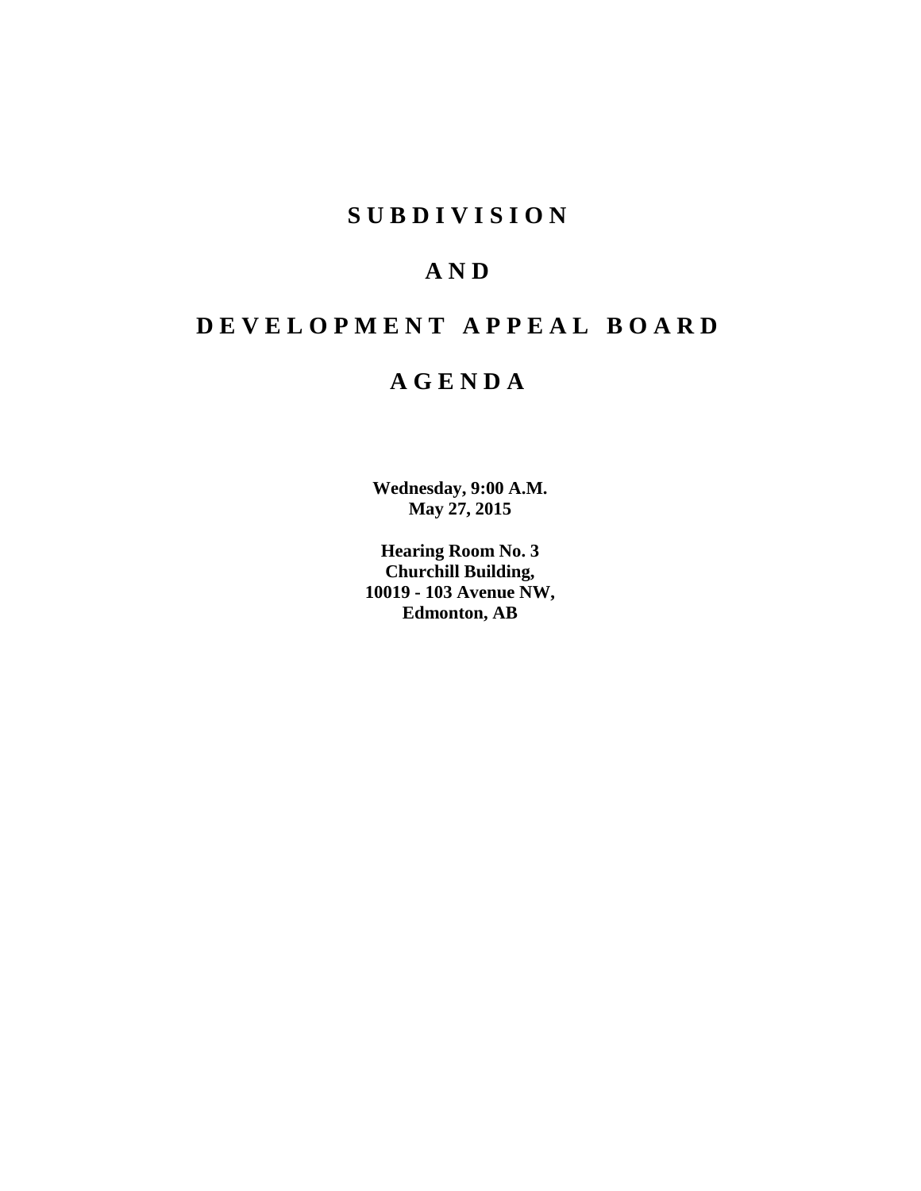# SUBDIVISION

# AND

# DEVELOPMENT APPEAL BOARD

# AGENDA

**Wednesday, 9:00 A.M.**
**May 27, 2015**

**Hearing Room No. 3**
**Churchill Building,**
**10019 - 103 Avenue NW,**
**Edmonton, AB**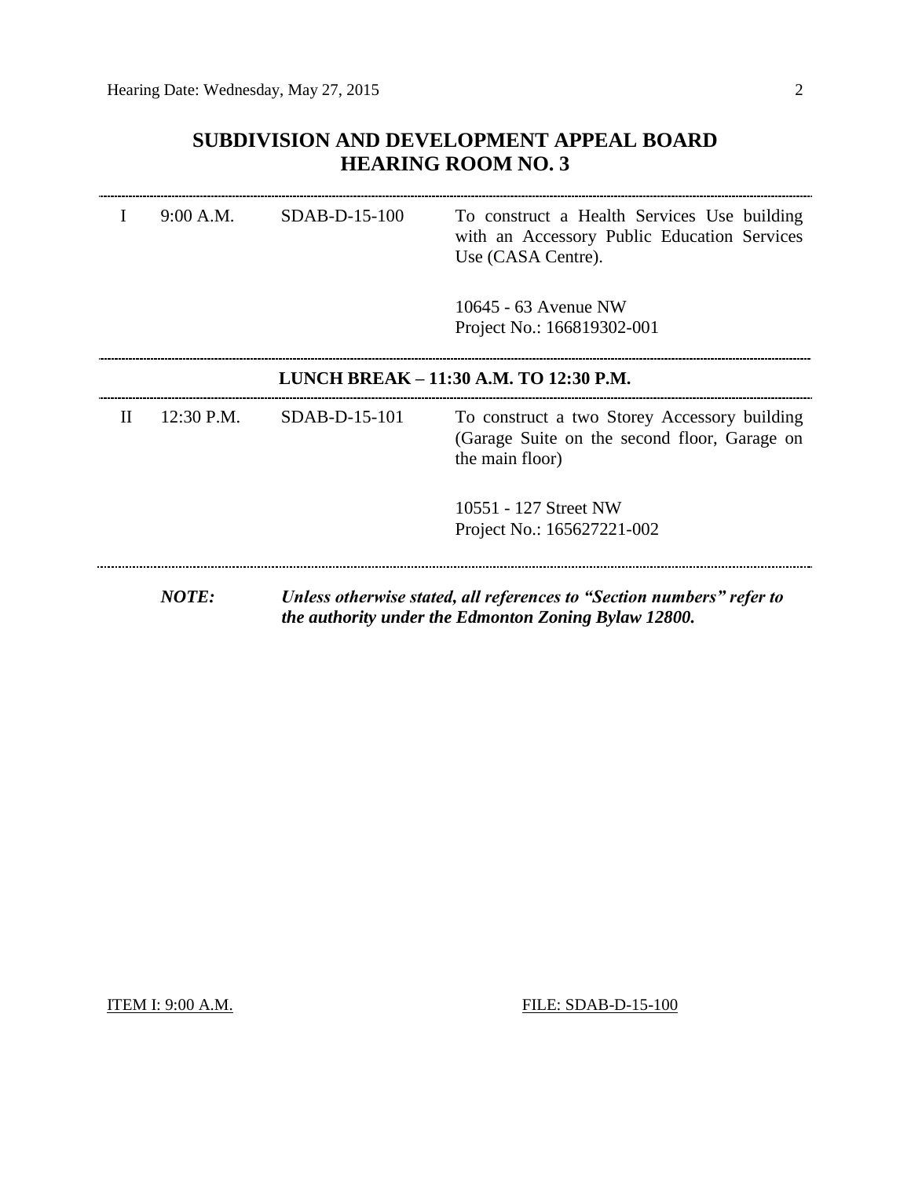## SUBDIVISION AND DEVELOPMENT APPEAL BOARD
## HEARING ROOM NO. 3

| | | | |
|---|---|---|---|
| I | 9:00 A.M. | SDAB-D-15-100 | To construct a Health Services Use building with an Accessory Public Education Services Use (CASA Centre).<br><br>10645 - 63 Avenue NW<br>Project No.: 166819302-001 |

**LUNCH BREAK – 11:30 A.M. TO 12:30 P.M.**

| | | | |
|---|---|---|---|
| II | 12:30 P.M. | SDAB-D-15-101 | To construct a two Storey Accessory building (Garage Suite on the second floor, Garage on the main floor)<br><br>10551 - 127 Street NW<br>Project No.: 165627221-002 |

***NOTE:*** ***Unless otherwise stated, all references to "Section numbers" refer to the authority under the Edmonton Zoning Bylaw 12800.***

ITEM I: 9:00 A.M. FILE: SDAB-D-15-100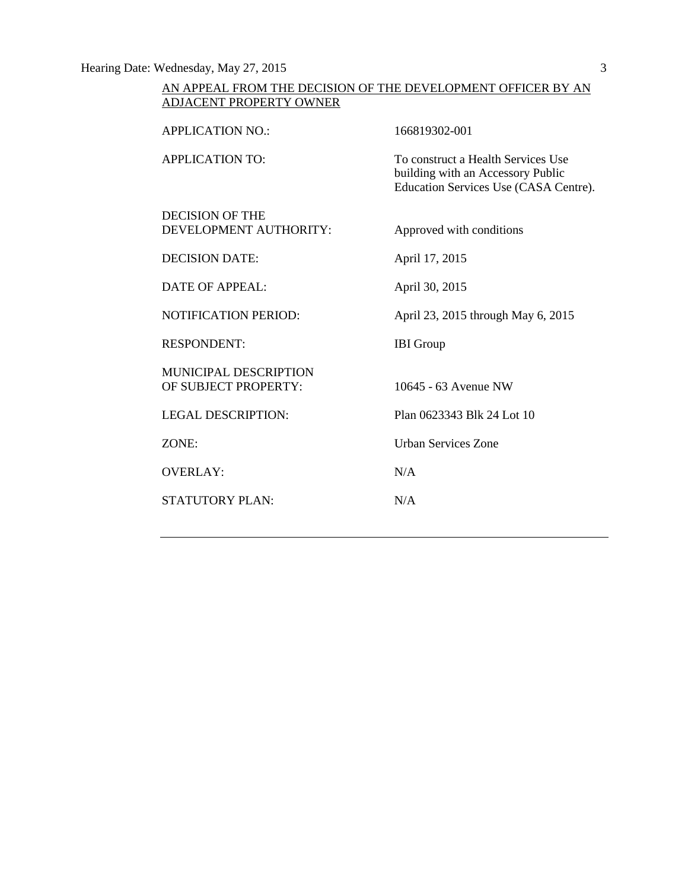AN APPEAL FROM THE DECISION OF THE DEVELOPMENT OFFICER BY AN ADJACENT PROPERTY OWNER

| | |
|---|---|
| APPLICATION NO.: | 166819302-001 |
| APPLICATION TO: | To construct a Health Services Use building with an Accessory Public Education Services Use (CASA Centre). |
| DECISION OF THE DEVELOPMENT AUTHORITY: | Approved with conditions |
| DECISION DATE: | April 17, 2015 |
| DATE OF APPEAL: | April 30, 2015 |
| NOTIFICATION PERIOD: | April 23, 2015 through May 6, 2015 |
| RESPONDENT: | IBI Group |
| MUNICIPAL DESCRIPTION OF SUBJECT PROPERTY: | 10645 - 63 Avenue NW |
| LEGAL DESCRIPTION: | Plan 0623343 Blk 24 Lot 10 |
| ZONE: | Urban Services Zone |
| OVERLAY: | N/A |
| STATUTORY PLAN: | N/A |

---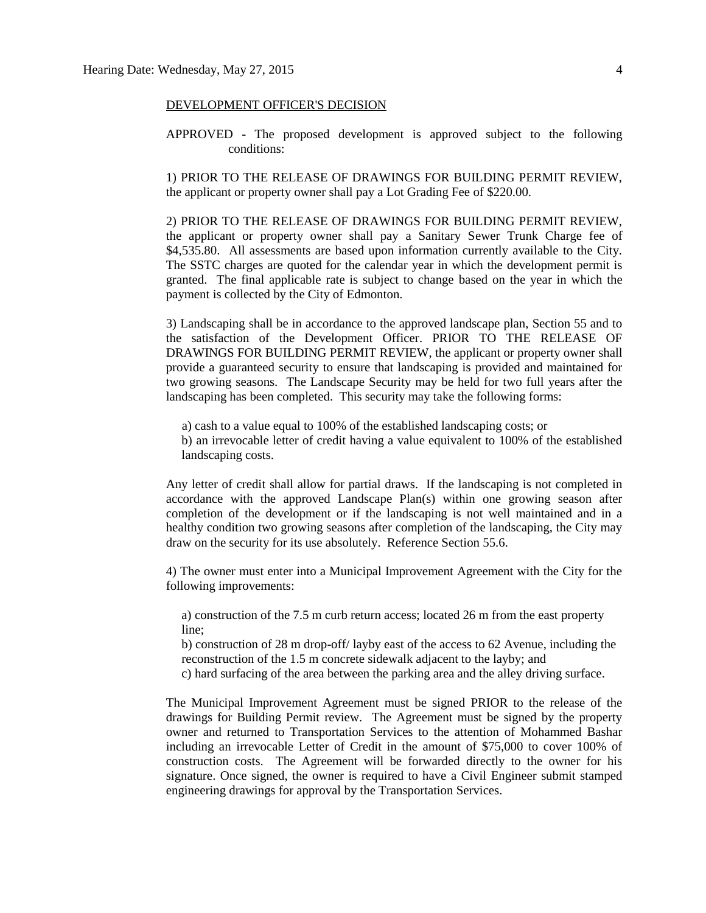DEVELOPMENT OFFICER'S DECISION

APPROVED - The proposed development is approved subject to the following conditions:

1) PRIOR TO THE RELEASE OF DRAWINGS FOR BUILDING PERMIT REVIEW, the applicant or property owner shall pay a Lot Grading Fee of $220.00.

2) PRIOR TO THE RELEASE OF DRAWINGS FOR BUILDING PERMIT REVIEW, the applicant or property owner shall pay a Sanitary Sewer Trunk Charge fee of $4,535.80. All assessments are based upon information currently available to the City. The SSTC charges are quoted for the calendar year in which the development permit is granted. The final applicable rate is subject to change based on the year in which the payment is collected by the City of Edmonton.

3) Landscaping shall be in accordance to the approved landscape plan, Section 55 and to the satisfaction of the Development Officer. PRIOR TO THE RELEASE OF DRAWINGS FOR BUILDING PERMIT REVIEW, the applicant or property owner shall provide a guaranteed security to ensure that landscaping is provided and maintained for two growing seasons. The Landscape Security may be held for two full years after the landscaping has been completed. This security may take the following forms:

a) cash to a value equal to 100% of the established landscaping costs; or
b) an irrevocable letter of credit having a value equivalent to 100% of the established landscaping costs.

Any letter of credit shall allow for partial draws. If the landscaping is not completed in accordance with the approved Landscape Plan(s) within one growing season after completion of the development or if the landscaping is not well maintained and in a healthy condition two growing seasons after completion of the landscaping, the City may draw on the security for its use absolutely. Reference Section 55.6.

4) The owner must enter into a Municipal Improvement Agreement with the City for the following improvements:

a) construction of the 7.5 m curb return access; located 26 m from the east property line;
b) construction of 28 m drop-off/ layby east of the access to 62 Avenue, including the reconstruction of the 1.5 m concrete sidewalk adjacent to the layby; and
c) hard surfacing of the area between the parking area and the alley driving surface.

The Municipal Improvement Agreement must be signed PRIOR to the release of the drawings for Building Permit review. The Agreement must be signed by the property owner and returned to Transportation Services to the attention of Mohammed Bashar including an irrevocable Letter of Credit in the amount of $75,000 to cover 100% of construction costs. The Agreement will be forwarded directly to the owner for his signature. Once signed, the owner is required to have a Civil Engineer submit stamped engineering drawings for approval by the Transportation Services.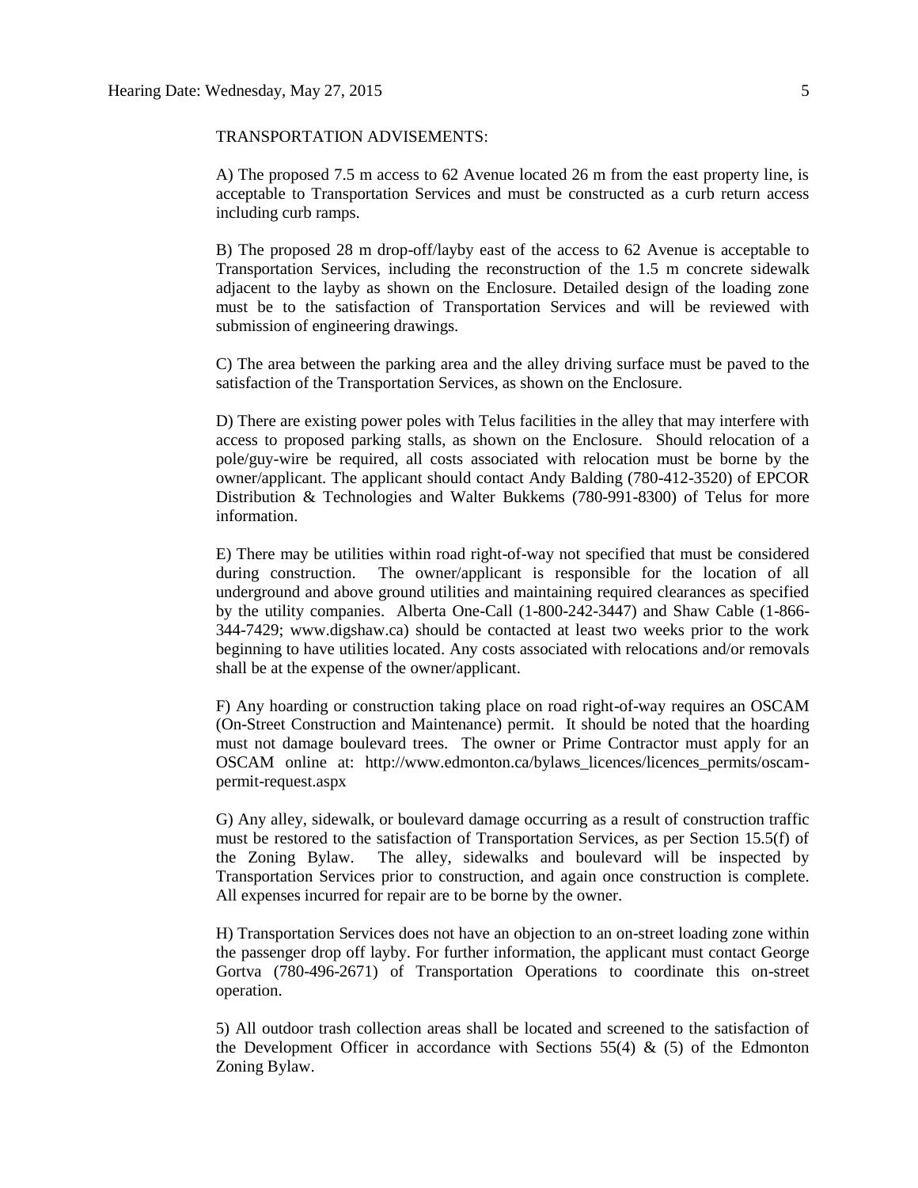TRANSPORTATION ADVISEMENTS:

A) The proposed 7.5 m access to 62 Avenue located 26 m from the east property line, is acceptable to Transportation Services and must be constructed as a curb return access including curb ramps.

B) The proposed 28 m drop-off/layby east of the access to 62 Avenue is acceptable to Transportation Services, including the reconstruction of the 1.5 m concrete sidewalk adjacent to the layby as shown on the Enclosure. Detailed design of the loading zone must be to the satisfaction of Transportation Services and will be reviewed with submission of engineering drawings.

C) The area between the parking area and the alley driving surface must be paved to the satisfaction of the Transportation Services, as shown on the Enclosure.

D) There are existing power poles with Telus facilities in the alley that may interfere with access to proposed parking stalls, as shown on the Enclosure. Should relocation of a pole/guy-wire be required, all costs associated with relocation must be borne by the owner/applicant. The applicant should contact Andy Balding (780-412-3520) of EPCOR Distribution & Technologies and Walter Bukkems (780-991-8300) of Telus for more information.

E) There may be utilities within road right-of-way not specified that must be considered during construction. The owner/applicant is responsible for the location of all underground and above ground utilities and maintaining required clearances as specified by the utility companies. Alberta One-Call (1-800-242-3447) and Shaw Cable (1-866-344-7429; www.digshaw.ca) should be contacted at least two weeks prior to the work beginning to have utilities located. Any costs associated with relocations and/or removals shall be at the expense of the owner/applicant.

F) Any hoarding or construction taking place on road right-of-way requires an OSCAM (On-Street Construction and Maintenance) permit. It should be noted that the hoarding must not damage boulevard trees. The owner or Prime Contractor must apply for an OSCAM online at: http://www.edmonton.ca/bylaws_licences/licences_permits/oscam-permit-request.aspx

G) Any alley, sidewalk, or boulevard damage occurring as a result of construction traffic must be restored to the satisfaction of Transportation Services, as per Section 15.5(f) of the Zoning Bylaw. The alley, sidewalks and boulevard will be inspected by Transportation Services prior to construction, and again once construction is complete. All expenses incurred for repair are to be borne by the owner.

H) Transportation Services does not have an objection to an on-street loading zone within the passenger drop off layby. For further information, the applicant must contact George Gortva (780-496-2671) of Transportation Operations to coordinate this on-street operation.

5) All outdoor trash collection areas shall be located and screened to the satisfaction of the Development Officer in accordance with Sections 55(4) & (5) of the Edmonton Zoning Bylaw.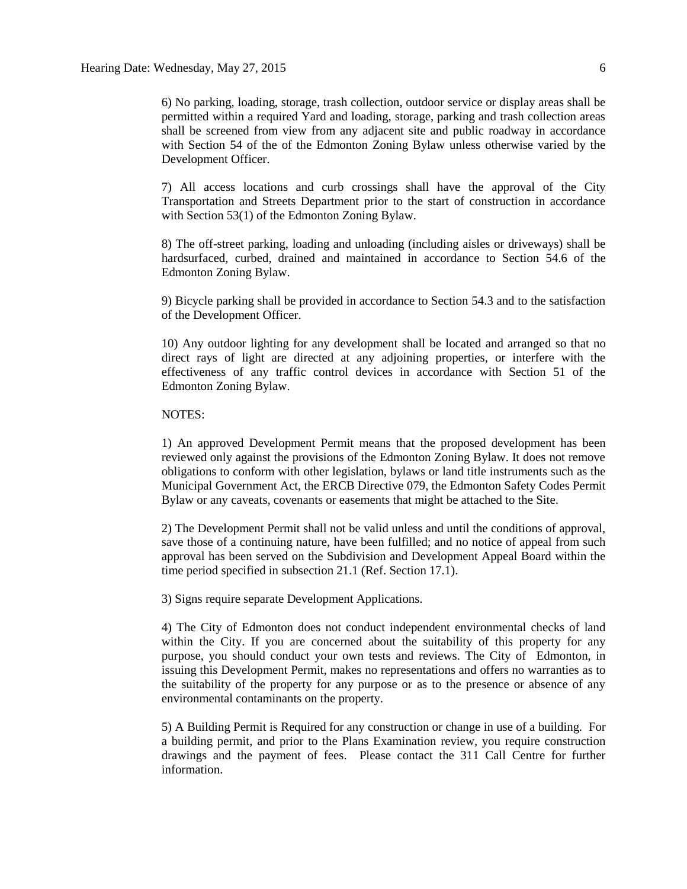6) No parking, loading, storage, trash collection, outdoor service or display areas shall be permitted within a required Yard and loading, storage, parking and trash collection areas shall be screened from view from any adjacent site and public roadway in accordance with Section 54 of the of the Edmonton Zoning Bylaw unless otherwise varied by the Development Officer.

7) All access locations and curb crossings shall have the approval of the City Transportation and Streets Department prior to the start of construction in accordance with Section 53(1) of the Edmonton Zoning Bylaw.

8) The off-street parking, loading and unloading (including aisles or driveways) shall be hardsurfaced, curbed, drained and maintained in accordance to Section 54.6 of the Edmonton Zoning Bylaw.

9) Bicycle parking shall be provided in accordance to Section 54.3 and to the satisfaction of the Development Officer.

10) Any outdoor lighting for any development shall be located and arranged so that no direct rays of light are directed at any adjoining properties, or interfere with the effectiveness of any traffic control devices in accordance with Section 51 of the Edmonton Zoning Bylaw.

NOTES:

1) An approved Development Permit means that the proposed development has been reviewed only against the provisions of the Edmonton Zoning Bylaw. It does not remove obligations to conform with other legislation, bylaws or land title instruments such as the Municipal Government Act, the ERCB Directive 079, the Edmonton Safety Codes Permit Bylaw or any caveats, covenants or easements that might be attached to the Site.

2) The Development Permit shall not be valid unless and until the conditions of approval, save those of a continuing nature, have been fulfilled; and no notice of appeal from such approval has been served on the Subdivision and Development Appeal Board within the time period specified in subsection 21.1 (Ref. Section 17.1).

3) Signs require separate Development Applications.

4) The City of Edmonton does not conduct independent environmental checks of land within the City. If you are concerned about the suitability of this property for any purpose, you should conduct your own tests and reviews. The City of Edmonton, in issuing this Development Permit, makes no representations and offers no warranties as to the suitability of the property for any purpose or as to the presence or absence of any environmental contaminants on the property.

5) A Building Permit is Required for any construction or change in use of a building. For a building permit, and prior to the Plans Examination review, you require construction drawings and the payment of fees. Please contact the 311 Call Centre for further information.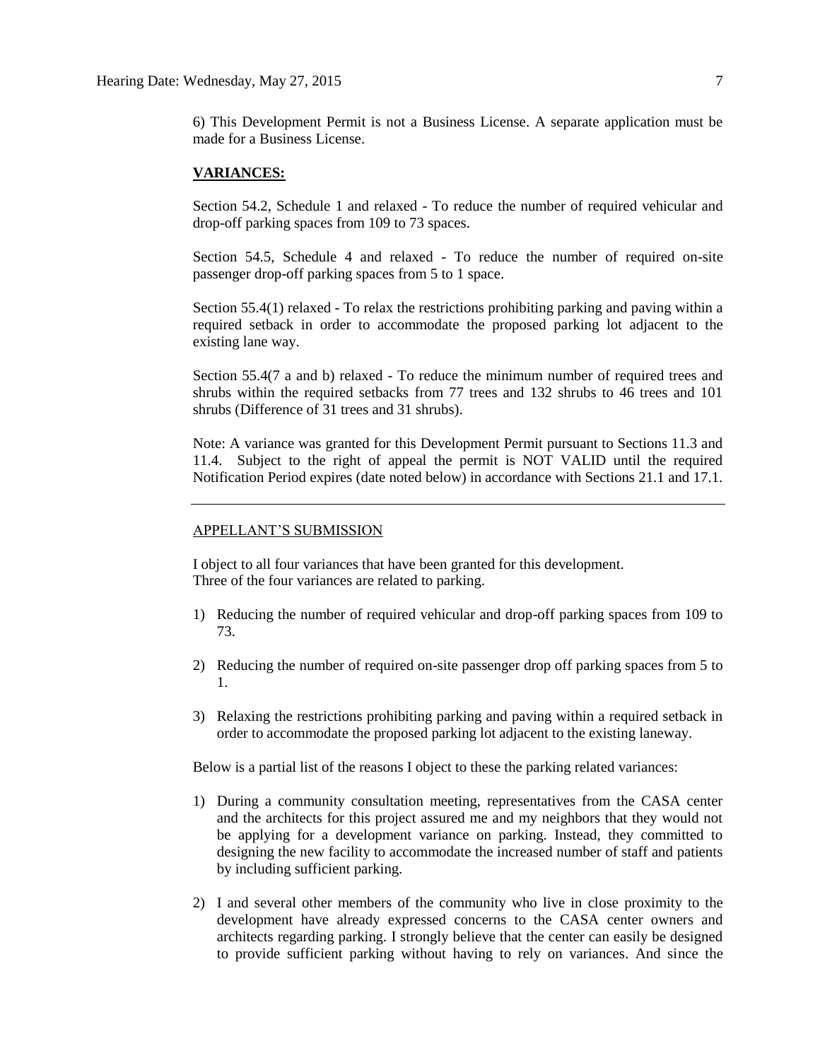6) This Development Permit is not a Business License. A separate application must be made for a Business License.

**VARIANCES:**

Section 54.2, Schedule 1 and relaxed - To reduce the number of required vehicular and drop-off parking spaces from 109 to 73 spaces.

Section 54.5, Schedule 4 and relaxed - To reduce the number of required on-site passenger drop-off parking spaces from 5 to 1 space.

Section 55.4(1) relaxed - To relax the restrictions prohibiting parking and paving within a required setback in order to accommodate the proposed parking lot adjacent to the existing lane way.

Section 55.4(7 a and b) relaxed - To reduce the minimum number of required trees and shrubs within the required setbacks from 77 trees and 132 shrubs to 46 trees and 101 shrubs (Difference of 31 trees and 31 shrubs).

Note: A variance was granted for this Development Permit pursuant to Sections 11.3 and 11.4. Subject to the right of appeal the permit is NOT VALID until the required Notification Period expires (date noted below) in accordance with Sections 21.1 and 17.1.

---

APPELLANT'S SUBMISSION

I object to all four variances that have been granted for this development.
Three of the four variances are related to parking.

1) Reducing the number of required vehicular and drop-off parking spaces from 109 to 73.

2) Reducing the number of required on-site passenger drop off parking spaces from 5 to 1.

3) Relaxing the restrictions prohibiting parking and paving within a required setback in order to accommodate the proposed parking lot adjacent to the existing laneway.

Below is a partial list of the reasons I object to these the parking related variances:

1) During a community consultation meeting, representatives from the CASA center and the architects for this project assured me and my neighbors that they would not be applying for a development variance on parking. Instead, they committed to designing the new facility to accommodate the increased number of staff and patients by including sufficient parking.

2) I and several other members of the community who live in close proximity to the development have already expressed concerns to the CASA center owners and architects regarding parking. I strongly believe that the center can easily be designed to provide sufficient parking without having to rely on variances. And since the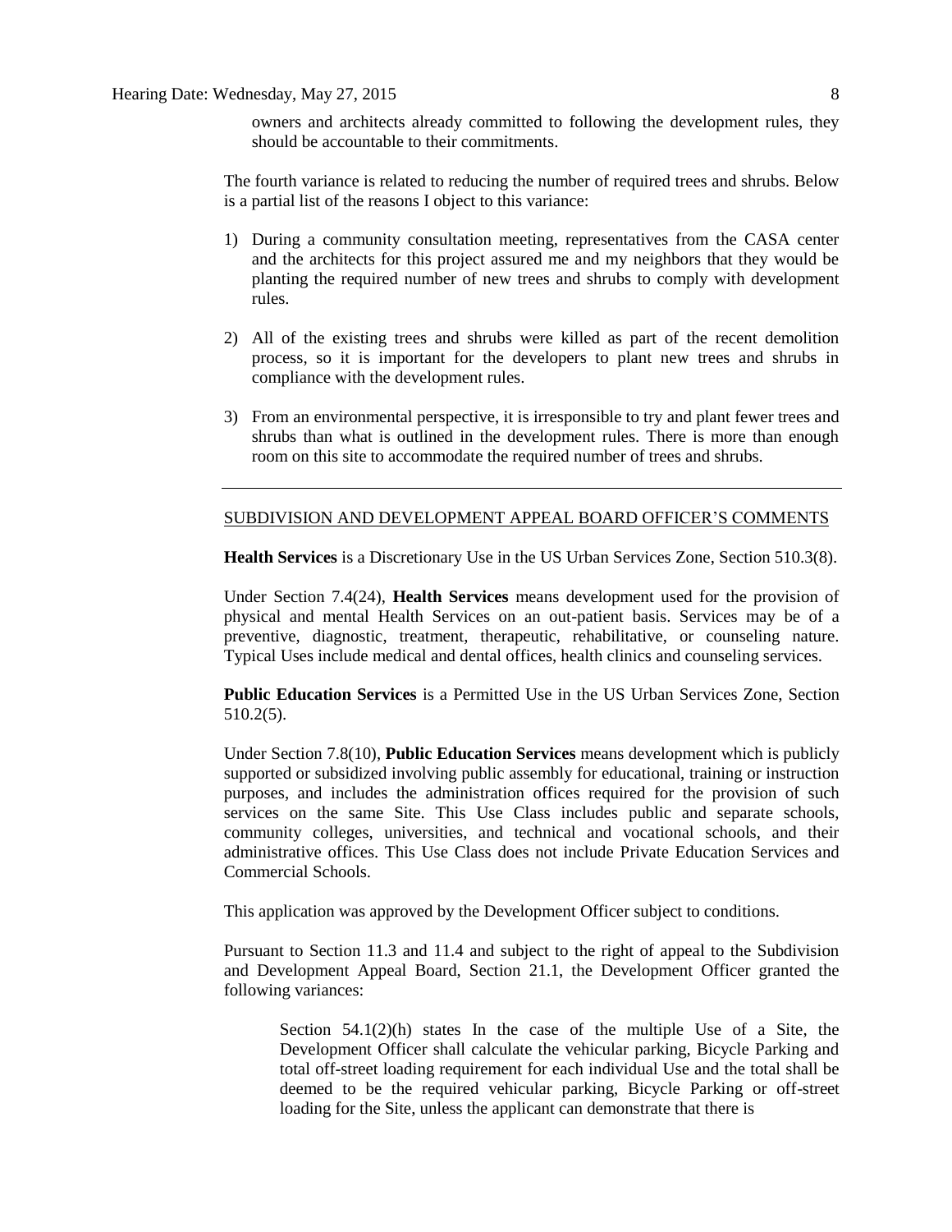owners and architects already committed to following the development rules, they should be accountable to their commitments.

The fourth variance is related to reducing the number of required trees and shrubs. Below is a partial list of the reasons I object to this variance:

1) During a community consultation meeting, representatives from the CASA center and the architects for this project assured me and my neighbors that they would be planting the required number of new trees and shrubs to comply with development rules.

2) All of the existing trees and shrubs were killed as part of the recent demolition process, so it is important for the developers to plant new trees and shrubs in compliance with the development rules.

3) From an environmental perspective, it is irresponsible to try and plant fewer trees and shrubs than what is outlined in the development rules. There is more than enough room on this site to accommodate the required number of trees and shrubs.

---

SUBDIVISION AND DEVELOPMENT APPEAL BOARD OFFICER'S COMMENTS

**Health Services** is a Discretionary Use in the US Urban Services Zone, Section 510.3(8).

Under Section 7.4(24), **Health Services** means development used for the provision of physical and mental Health Services on an out-patient basis. Services may be of a preventive, diagnostic, treatment, therapeutic, rehabilitative, or counseling nature. Typical Uses include medical and dental offices, health clinics and counseling services.

**Public Education Services** is a Permitted Use in the US Urban Services Zone, Section 510.2(5).

Under Section 7.8(10), **Public Education Services** means development which is publicly supported or subsidized involving public assembly for educational, training or instruction purposes, and includes the administration offices required for the provision of such services on the same Site. This Use Class includes public and separate schools, community colleges, universities, and technical and vocational schools, and their administrative offices. This Use Class does not include Private Education Services and Commercial Schools.

This application was approved by the Development Officer subject to conditions.

Pursuant to Section 11.3 and 11.4 and subject to the right of appeal to the Subdivision and Development Appeal Board, Section 21.1, the Development Officer granted the following variances:

> Section 54.1(2)(h) states In the case of the multiple Use of a Site, the Development Officer shall calculate the vehicular parking, Bicycle Parking and total off-street loading requirement for each individual Use and the total shall be deemed to be the required vehicular parking, Bicycle Parking or off-street loading for the Site, unless the applicant can demonstrate that there is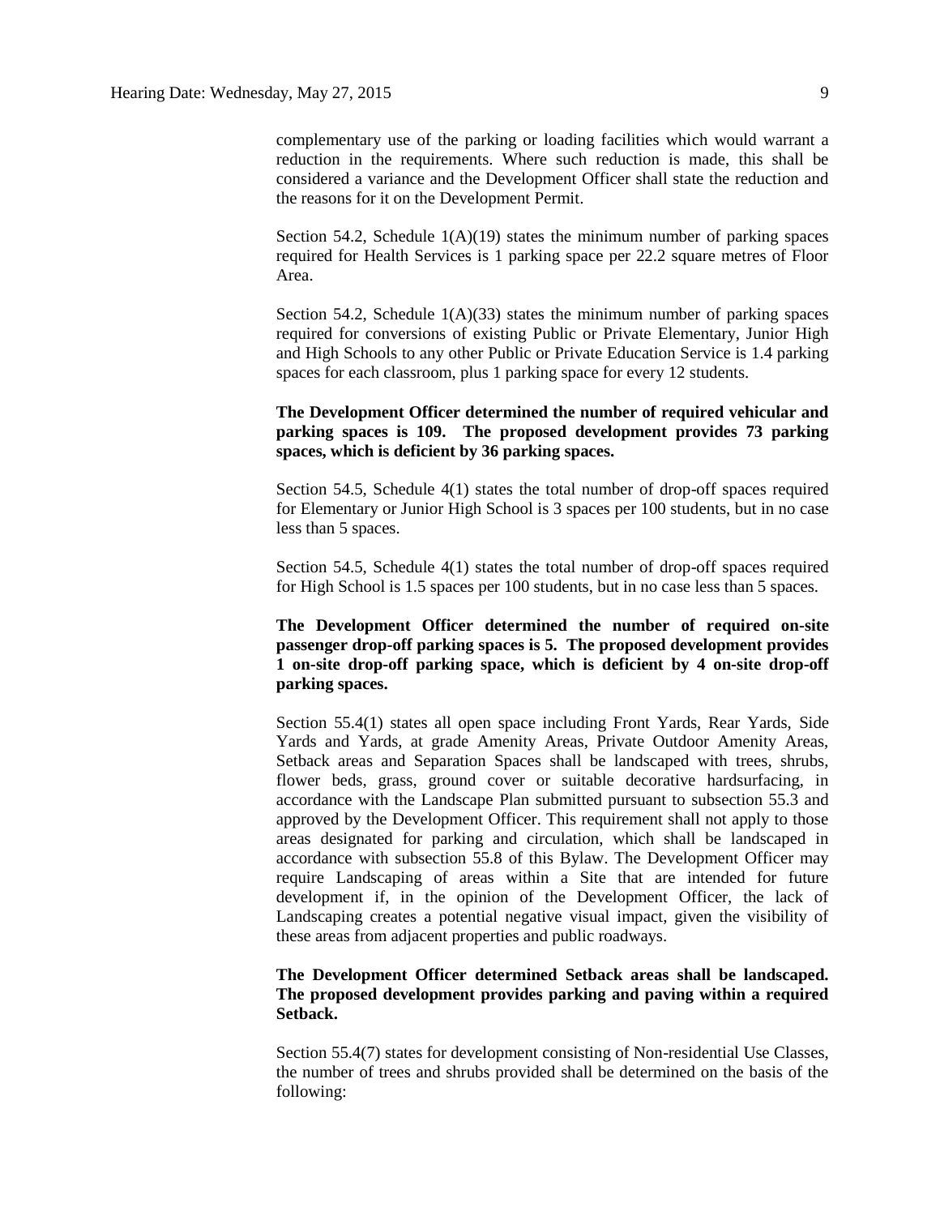complementary use of the parking or loading facilities which would warrant a reduction in the requirements. Where such reduction is made, this shall be considered a variance and the Development Officer shall state the reduction and the reasons for it on the Development Permit.

Section 54.2, Schedule 1(A)(19) states the minimum number of parking spaces required for Health Services is 1 parking space per 22.2 square metres of Floor Area.

Section 54.2, Schedule 1(A)(33) states the minimum number of parking spaces required for conversions of existing Public or Private Elementary, Junior High and High Schools to any other Public or Private Education Service is 1.4 parking spaces for each classroom, plus 1 parking space for every 12 students.

**The Development Officer determined the number of required vehicular and parking spaces is 109. The proposed development provides 73 parking spaces, which is deficient by 36 parking spaces.**

Section 54.5, Schedule 4(1) states the total number of drop-off spaces required for Elementary or Junior High School is 3 spaces per 100 students, but in no case less than 5 spaces.

Section 54.5, Schedule 4(1) states the total number of drop-off spaces required for High School is 1.5 spaces per 100 students, but in no case less than 5 spaces.

**The Development Officer determined the number of required on-site passenger drop-off parking spaces is 5. The proposed development provides 1 on-site drop-off parking space, which is deficient by 4 on-site drop-off parking spaces.**

Section 55.4(1) states all open space including Front Yards, Rear Yards, Side Yards and Yards, at grade Amenity Areas, Private Outdoor Amenity Areas, Setback areas and Separation Spaces shall be landscaped with trees, shrubs, flower beds, grass, ground cover or suitable decorative hardsurfacing, in accordance with the Landscape Plan submitted pursuant to subsection 55.3 and approved by the Development Officer. This requirement shall not apply to those areas designated for parking and circulation, which shall be landscaped in accordance with subsection 55.8 of this Bylaw. The Development Officer may require Landscaping of areas within a Site that are intended for future development if, in the opinion of the Development Officer, the lack of Landscaping creates a potential negative visual impact, given the visibility of these areas from adjacent properties and public roadways.

**The Development Officer determined Setback areas shall be landscaped. The proposed development provides parking and paving within a required Setback.**

Section 55.4(7) states for development consisting of Non-residential Use Classes, the number of trees and shrubs provided shall be determined on the basis of the following: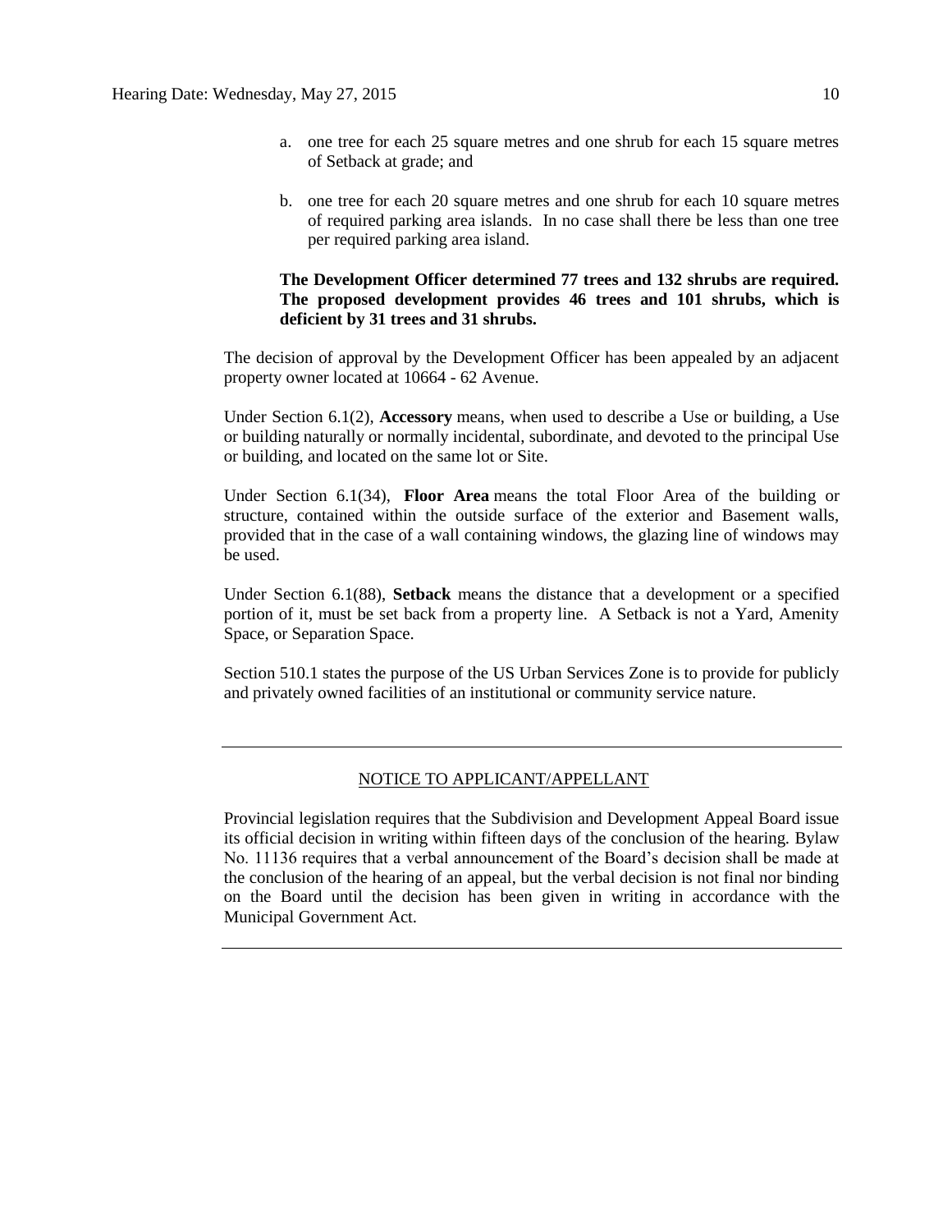a. one tree for each 25 square metres and one shrub for each 15 square metres of Setback at grade; and

b. one tree for each 20 square metres and one shrub for each 10 square metres of required parking area islands. In no case shall there be less than one tree per required parking area island.

**The Development Officer determined 77 trees and 132 shrubs are required. The proposed development provides 46 trees and 101 shrubs, which is deficient by 31 trees and 31 shrubs.**

The decision of approval by the Development Officer has been appealed by an adjacent property owner located at 10664 - 62 Avenue.

Under Section 6.1(2), **Accessory** means, when used to describe a Use or building, a Use or building naturally or normally incidental, subordinate, and devoted to the principal Use or building, and located on the same lot or Site.

Under Section 6.1(34), **Floor Area** means the total Floor Area of the building or structure, contained within the outside surface of the exterior and Basement walls, provided that in the case of a wall containing windows, the glazing line of windows may be used.

Under Section 6.1(88), **Setback** means the distance that a development or a specified portion of it, must be set back from a property line. A Setback is not a Yard, Amenity Space, or Separation Space.

Section 510.1 states the purpose of the US Urban Services Zone is to provide for publicly and privately owned facilities of an institutional or community service nature.

---

NOTICE TO APPLICANT/APPELLANT

Provincial legislation requires that the Subdivision and Development Appeal Board issue its official decision in writing within fifteen days of the conclusion of the hearing. Bylaw No. 11136 requires that a verbal announcement of the Board's decision shall be made at the conclusion of the hearing of an appeal, but the verbal decision is not final nor binding on the Board until the decision has been given in writing in accordance with the Municipal Government Act.

---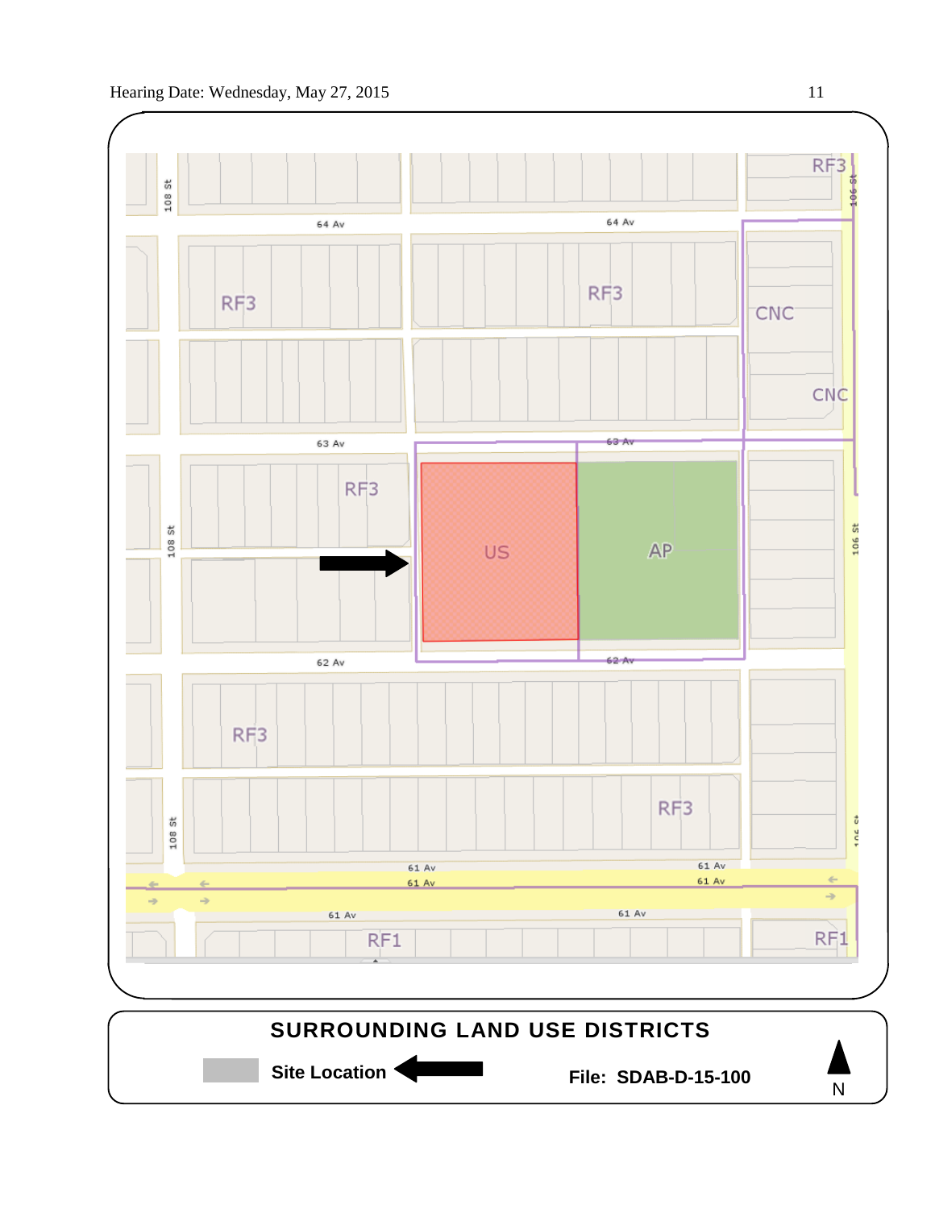Hearing Date: Wednesday, May 27, 2015

RF3

64 Av

64 Av

108 St

106 St

RF3

RF3

CNC

CNC

63 Av

63 Av

RF3

US

AP

108 St

106 St

62 Av

62 Av

RF3

RF3

108 St

106 St

61 Av

61 Av

61 Av

61 Av

61 Av

61 Av

RF1

RF1

**SURROUNDING LAND USE DISTRICTS**

**Site Location**

**File: SDAB-D-15-100**

N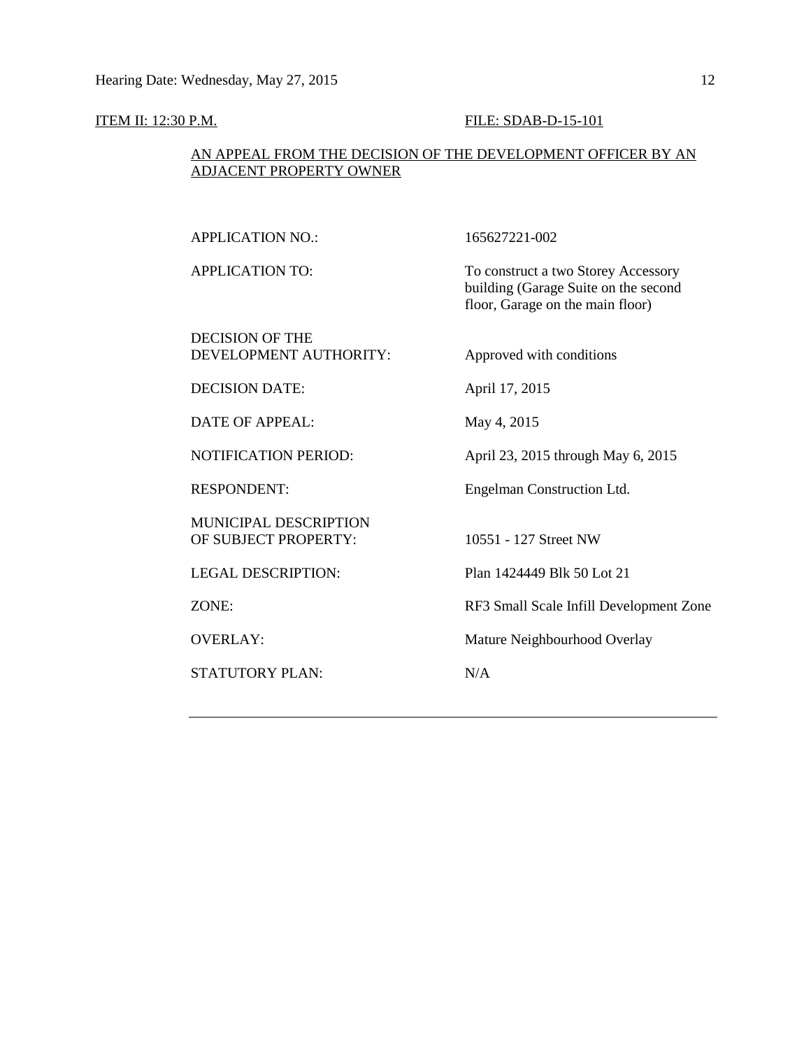ITEM II: 12:30 P.M. FILE: SDAB-D-15-101

AN APPEAL FROM THE DECISION OF THE DEVELOPMENT OFFICER BY AN ADJACENT PROPERTY OWNER

| | |
|---|---|
| APPLICATION NO.: | 165627221-002 |
| APPLICATION TO: | To construct a two Storey Accessory building (Garage Suite on the second floor, Garage on the main floor) |
| DECISION OF THE DEVELOPMENT AUTHORITY: | Approved with conditions |
| DECISION DATE: | April 17, 2015 |
| DATE OF APPEAL: | May 4, 2015 |
| NOTIFICATION PERIOD: | April 23, 2015 through May 6, 2015 |
| RESPONDENT: | Engelman Construction Ltd. |
| MUNICIPAL DESCRIPTION OF SUBJECT PROPERTY: | 10551 - 127 Street NW |
| LEGAL DESCRIPTION: | Plan 1424449 Blk 50 Lot 21 |
| ZONE: | RF3 Small Scale Infill Development Zone |
| OVERLAY: | Mature Neighbourhood Overlay |
| STATUTORY PLAN: | N/A |

---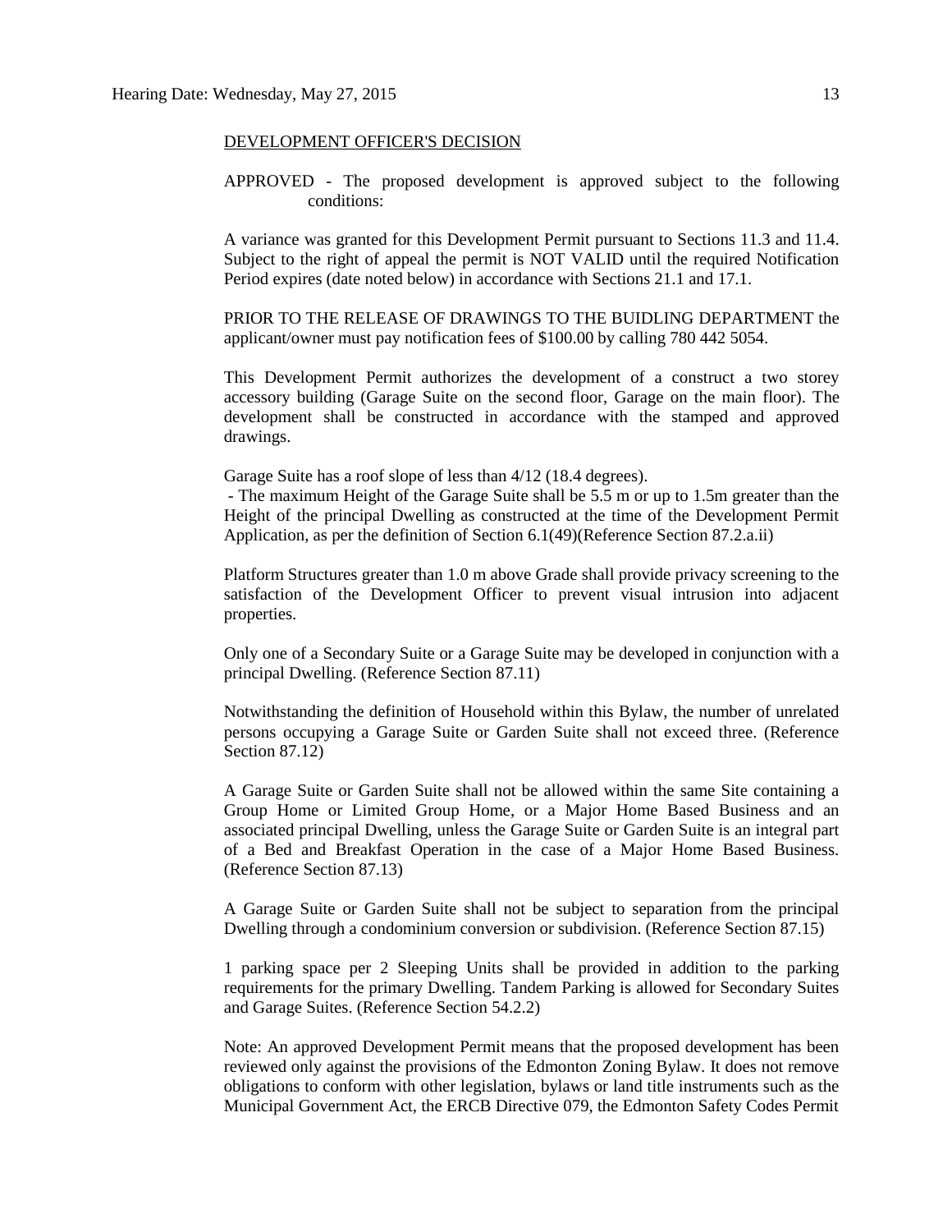DEVELOPMENT OFFICER'S DECISION

APPROVED - The proposed development is approved subject to the following conditions:

A variance was granted for this Development Permit pursuant to Sections 11.3 and 11.4. Subject to the right of appeal the permit is NOT VALID until the required Notification Period expires (date noted below) in accordance with Sections 21.1 and 17.1.

PRIOR TO THE RELEASE OF DRAWINGS TO THE BUIDLING DEPARTMENT the applicant/owner must pay notification fees of $100.00 by calling 780 442 5054.

This Development Permit authorizes the development of a construct a two storey accessory building (Garage Suite on the second floor, Garage on the main floor). The development shall be constructed in accordance with the stamped and approved drawings.

Garage Suite has a roof slope of less than 4/12 (18.4 degrees).
- The maximum Height of the Garage Suite shall be 5.5 m or up to 1.5m greater than the Height of the principal Dwelling as constructed at the time of the Development Permit Application, as per the definition of Section 6.1(49)(Reference Section 87.2.a.ii)

Platform Structures greater than 1.0 m above Grade shall provide privacy screening to the satisfaction of the Development Officer to prevent visual intrusion into adjacent properties.

Only one of a Secondary Suite or a Garage Suite may be developed in conjunction with a principal Dwelling. (Reference Section 87.11)

Notwithstanding the definition of Household within this Bylaw, the number of unrelated persons occupying a Garage Suite or Garden Suite shall not exceed three. (Reference Section 87.12)

A Garage Suite or Garden Suite shall not be allowed within the same Site containing a Group Home or Limited Group Home, or a Major Home Based Business and an associated principal Dwelling, unless the Garage Suite or Garden Suite is an integral part of a Bed and Breakfast Operation in the case of a Major Home Based Business. (Reference Section 87.13)

A Garage Suite or Garden Suite shall not be subject to separation from the principal Dwelling through a condominium conversion or subdivision. (Reference Section 87.15)

1 parking space per 2 Sleeping Units shall be provided in addition to the parking requirements for the primary Dwelling. Tandem Parking is allowed for Secondary Suites and Garage Suites. (Reference Section 54.2.2)

Note: An approved Development Permit means that the proposed development has been reviewed only against the provisions of the Edmonton Zoning Bylaw. It does not remove obligations to conform with other legislation, bylaws or land title instruments such as the Municipal Government Act, the ERCB Directive 079, the Edmonton Safety Codes Permit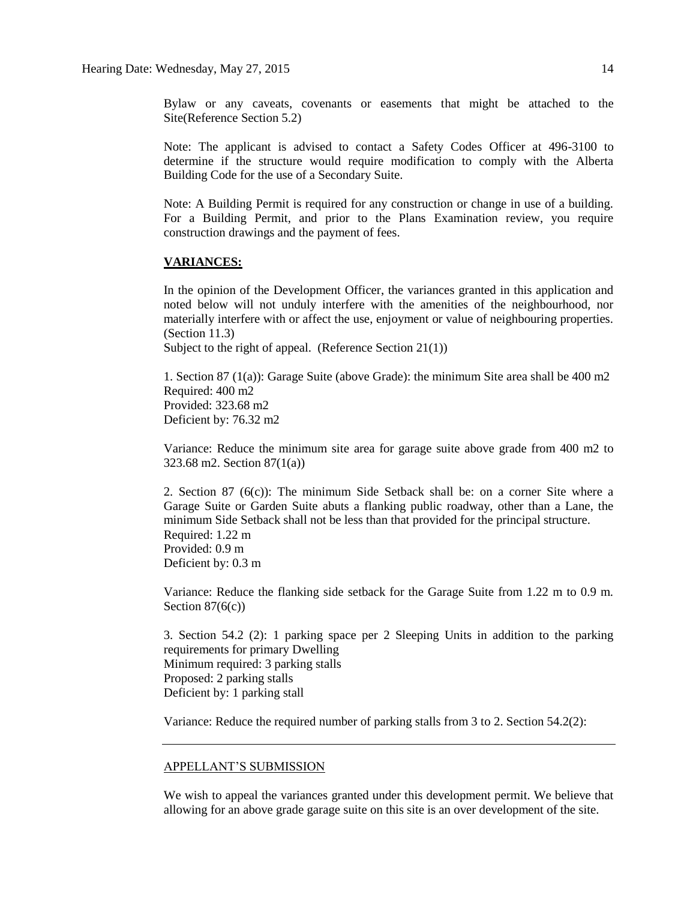Bylaw or any caveats, covenants or easements that might be attached to the Site(Reference Section 5.2)

Note: The applicant is advised to contact a Safety Codes Officer at 496-3100 to determine if the structure would require modification to comply with the Alberta Building Code for the use of a Secondary Suite.

Note: A Building Permit is required for any construction or change in use of a building. For a Building Permit, and prior to the Plans Examination review, you require construction drawings and the payment of fees.

**VARIANCES:**

In the opinion of the Development Officer, the variances granted in this application and noted below will not unduly interfere with the amenities of the neighbourhood, nor materially interfere with or affect the use, enjoyment or value of neighbouring properties. (Section 11.3)
Subject to the right of appeal. (Reference Section 21(1))

1. Section 87 (1(a)): Garage Suite (above Grade): the minimum Site area shall be 400 m2
Required: 400 m2
Provided: 323.68 m2
Deficient by: 76.32 m2

Variance: Reduce the minimum site area for garage suite above grade from 400 m2 to 323.68 m2. Section 87(1(a))

2. Section 87 (6(c)): The minimum Side Setback shall be: on a corner Site where a Garage Suite or Garden Suite abuts a flanking public roadway, other than a Lane, the minimum Side Setback shall not be less than that provided for the principal structure.
Required: 1.22 m
Provided: 0.9 m
Deficient by: 0.3 m

Variance: Reduce the flanking side setback for the Garage Suite from 1.22 m to 0.9 m. Section 87(6(c))

3. Section 54.2 (2): 1 parking space per 2 Sleeping Units in addition to the parking requirements for primary Dwelling
Minimum required: 3 parking stalls
Proposed: 2 parking stalls
Deficient by: 1 parking stall

Variance: Reduce the required number of parking stalls from 3 to 2. Section 54.2(2):

---

APPELLANT'S SUBMISSION

We wish to appeal the variances granted under this development permit. We believe that allowing for an above grade garage suite on this site is an over development of the site.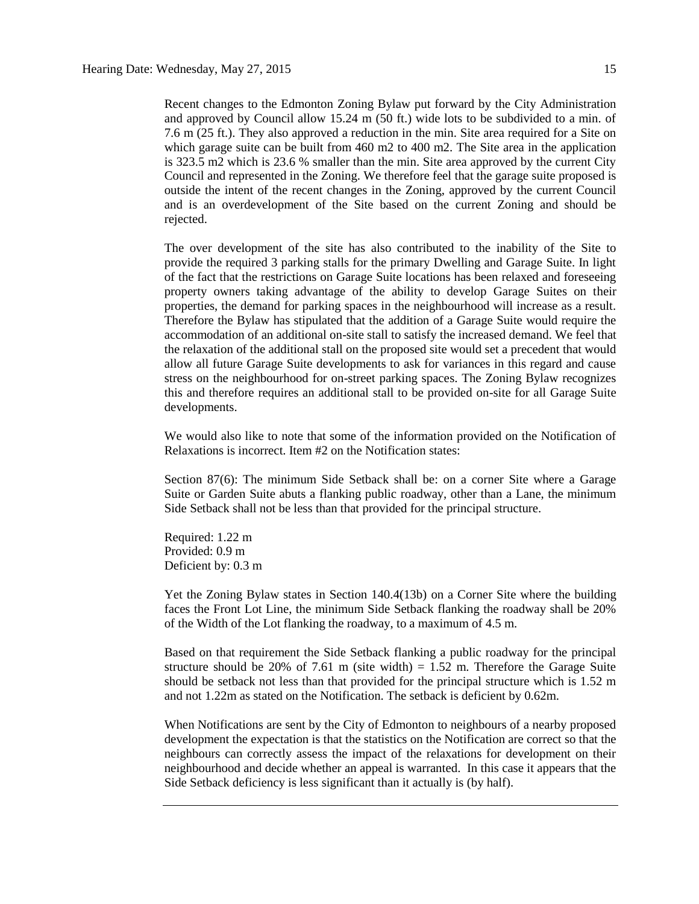Recent changes to the Edmonton Zoning Bylaw put forward by the City Administration and approved by Council allow 15.24 m (50 ft.) wide lots to be subdivided to a min. of 7.6 m (25 ft.). They also approved a reduction in the min. Site area required for a Site on which garage suite can be built from 460 m2 to 400 m2. The Site area in the application is 323.5 m2 which is 23.6 % smaller than the min. Site area approved by the current City Council and represented in the Zoning. We therefore feel that the garage suite proposed is outside the intent of the recent changes in the Zoning, approved by the current Council and is an overdevelopment of the Site based on the current Zoning and should be rejected.

The over development of the site has also contributed to the inability of the Site to provide the required 3 parking stalls for the primary Dwelling and Garage Suite. In light of the fact that the restrictions on Garage Suite locations has been relaxed and foreseeing property owners taking advantage of the ability to develop Garage Suites on their properties, the demand for parking spaces in the neighbourhood will increase as a result. Therefore the Bylaw has stipulated that the addition of a Garage Suite would require the accommodation of an additional on-site stall to satisfy the increased demand. We feel that the relaxation of the additional stall on the proposed site would set a precedent that would allow all future Garage Suite developments to ask for variances in this regard and cause stress on the neighbourhood for on-street parking spaces. The Zoning Bylaw recognizes this and therefore requires an additional stall to be provided on-site for all Garage Suite developments.

We would also like to note that some of the information provided on the Notification of Relaxations is incorrect. Item #2 on the Notification states:

Section 87(6): The minimum Side Setback shall be: on a corner Site where a Garage Suite or Garden Suite abuts a flanking public roadway, other than a Lane, the minimum Side Setback shall not be less than that provided for the principal structure.

Required: 1.22 m
Provided: 0.9 m
Deficient by: 0.3 m

Yet the Zoning Bylaw states in Section 140.4(13b) on a Corner Site where the building faces the Front Lot Line, the minimum Side Setback flanking the roadway shall be 20% of the Width of the Lot flanking the roadway, to a maximum of 4.5 m.

Based on that requirement the Side Setback flanking a public roadway for the principal structure should be 20% of 7.61 m (site width) = 1.52 m. Therefore the Garage Suite should be setback not less than that provided for the principal structure which is 1.52 m and not 1.22m as stated on the Notification. The setback is deficient by 0.62m.

When Notifications are sent by the City of Edmonton to neighbours of a nearby proposed development the expectation is that the statistics on the Notification are correct so that the neighbours can correctly assess the impact of the relaxations for development on their neighbourhood and decide whether an appeal is warranted. In this case it appears that the Side Setback deficiency is less significant than it actually is (by half).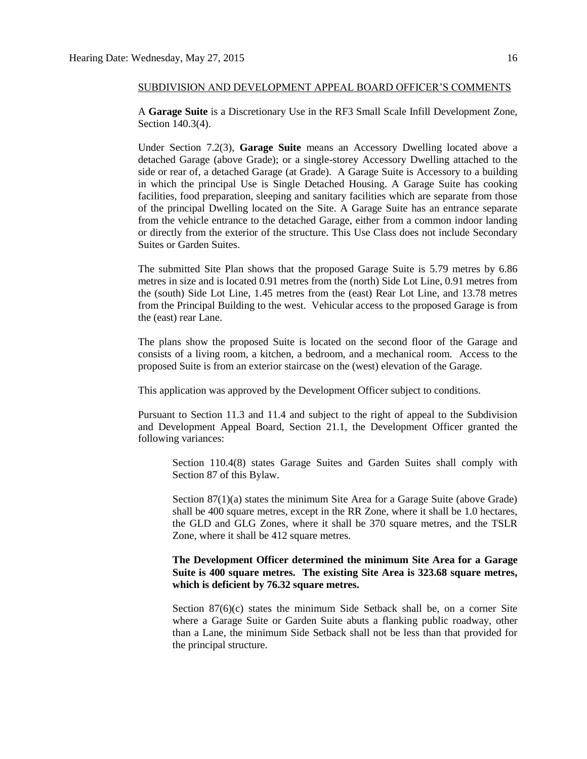SUBDIVISION AND DEVELOPMENT APPEAL BOARD OFFICER'S COMMENTS

A **Garage Suite** is a Discretionary Use in the RF3 Small Scale Infill Development Zone, Section 140.3(4).

Under Section 7.2(3), **Garage Suite** means an Accessory Dwelling located above a detached Garage (above Grade); or a single-storey Accessory Dwelling attached to the side or rear of, a detached Garage (at Grade). A Garage Suite is Accessory to a building in which the principal Use is Single Detached Housing. A Garage Suite has cooking facilities, food preparation, sleeping and sanitary facilities which are separate from those of the principal Dwelling located on the Site. A Garage Suite has an entrance separate from the vehicle entrance to the detached Garage, either from a common indoor landing or directly from the exterior of the structure. This Use Class does not include Secondary Suites or Garden Suites.

The submitted Site Plan shows that the proposed Garage Suite is 5.79 metres by 6.86 metres in size and is located 0.91 metres from the (north) Side Lot Line, 0.91 metres from the (south) Side Lot Line, 1.45 metres from the (east) Rear Lot Line, and 13.78 metres from the Principal Building to the west. Vehicular access to the proposed Garage is from the (east) rear Lane.

The plans show the proposed Suite is located on the second floor of the Garage and consists of a living room, a kitchen, a bedroom, and a mechanical room. Access to the proposed Suite is from an exterior staircase on the (west) elevation of the Garage.

This application was approved by the Development Officer subject to conditions.

Pursuant to Section 11.3 and 11.4 and subject to the right of appeal to the Subdivision and Development Appeal Board, Section 21.1, the Development Officer granted the following variances:

> Section 110.4(8) states Garage Suites and Garden Suites shall comply with Section 87 of this Bylaw.
>
> Section 87(1)(a) states the minimum Site Area for a Garage Suite (above Grade) shall be 400 square metres, except in the RR Zone, where it shall be 1.0 hectares, the GLD and GLG Zones, where it shall be 370 square metres, and the TSLR Zone, where it shall be 412 square metres.
>
> **The Development Officer determined the minimum Site Area for a Garage Suite is 400 square metres. The existing Site Area is 323.68 square metres, which is deficient by 76.32 square metres.**
>
> Section 87(6)(c) states the minimum Side Setback shall be, on a corner Site where a Garage Suite or Garden Suite abuts a flanking public roadway, other than a Lane, the minimum Side Setback shall not be less than that provided for the principal structure.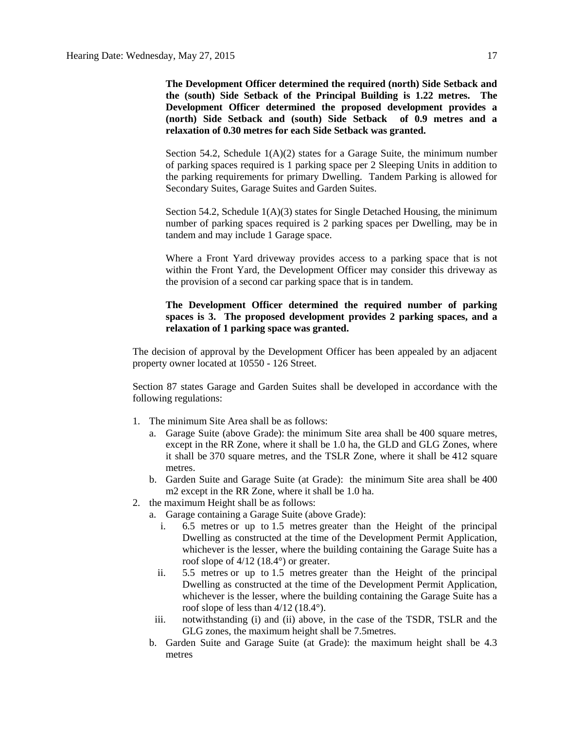**The Development Officer determined the required (north) Side Setback and the (south) Side Setback of the Principal Building is 1.22 metres. The Development Officer determined the proposed development provides a (north) Side Setback and (south) Side Setback of 0.9 metres and a relaxation of 0.30 metres for each Side Setback was granted.**

Section 54.2, Schedule 1(A)(2) states for a Garage Suite, the minimum number of parking spaces required is 1 parking space per 2 Sleeping Units in addition to the parking requirements for primary Dwelling. Tandem Parking is allowed for Secondary Suites, Garage Suites and Garden Suites.

Section 54.2, Schedule 1(A)(3) states for Single Detached Housing, the minimum number of parking spaces required is 2 parking spaces per Dwelling, may be in tandem and may include 1 Garage space.

Where a Front Yard driveway provides access to a parking space that is not within the Front Yard, the Development Officer may consider this driveway as the provision of a second car parking space that is in tandem.

**The Development Officer determined the required number of parking spaces is 3. The proposed development provides 2 parking spaces, and a relaxation of 1 parking space was granted.**

The decision of approval by the Development Officer has been appealed by an adjacent property owner located at 10550 - 126 Street.

Section 87 states Garage and Garden Suites shall be developed in accordance with the following regulations:

1. The minimum Site Area shall be as follows:
   a. Garage Suite (above Grade): the minimum Site area shall be 400 square metres, except in the RR Zone, where it shall be 1.0 ha, the GLD and GLG Zones, where it shall be 370 square metres, and the TSLR Zone, where it shall be 412 square metres.
   b. Garden Suite and Garage Suite (at Grade): the minimum Site area shall be 400 m2 except in the RR Zone, where it shall be 1.0 ha.
2. the maximum Height shall be as follows:
   a. Garage containing a Garage Suite (above Grade):
      i. 6.5 metres or up to 1.5 metres greater than the Height of the principal Dwelling as constructed at the time of the Development Permit Application, whichever is the lesser, where the building containing the Garage Suite has a roof slope of 4/12 (18.4°) or greater.
      ii. 5.5 metres or up to 1.5 metres greater than the Height of the principal Dwelling as constructed at the time of the Development Permit Application, whichever is the lesser, where the building containing the Garage Suite has a roof slope of less than 4/12 (18.4°).
      iii. notwithstanding (i) and (ii) above, in the case of the TSDR, TSLR and the GLG zones, the maximum height shall be 7.5metres.
   b. Garden Suite and Garage Suite (at Grade): the maximum height shall be 4.3 metres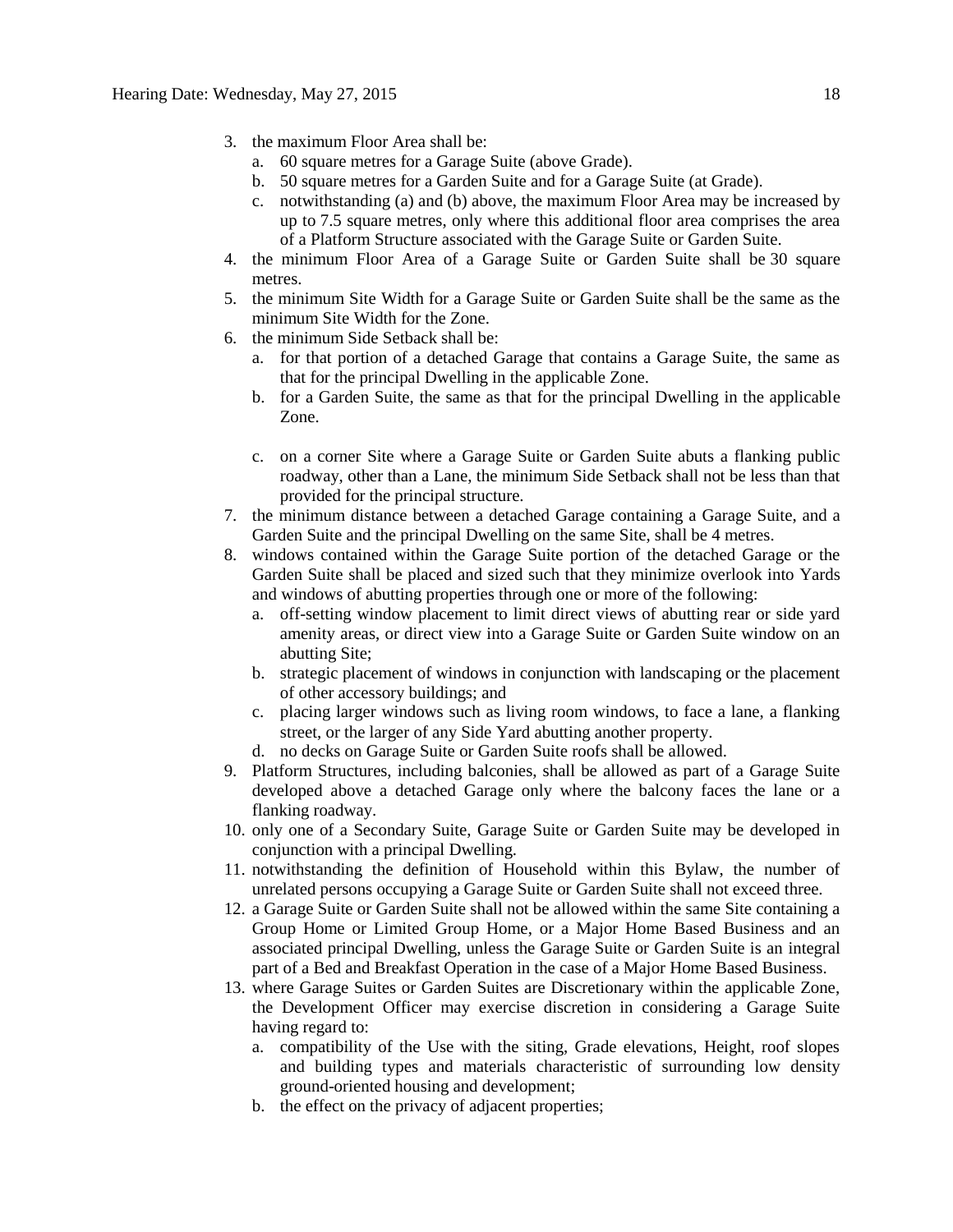3. the maximum Floor Area shall be:
   a. 60 square metres for a Garage Suite (above Grade).
   b. 50 square metres for a Garden Suite and for a Garage Suite (at Grade).
   c. notwithstanding (a) and (b) above, the maximum Floor Area may be increased by up to 7.5 square metres, only where this additional floor area comprises the area of a Platform Structure associated with the Garage Suite or Garden Suite.
4. the minimum Floor Area of a Garage Suite or Garden Suite shall be 30 square metres.
5. the minimum Site Width for a Garage Suite or Garden Suite shall be the same as the minimum Site Width for the Zone.
6. the minimum Side Setback shall be:
   a. for that portion of a detached Garage that contains a Garage Suite, the same as that for the principal Dwelling in the applicable Zone.
   b. for a Garden Suite, the same as that for the principal Dwelling in the applicable Zone.
   c. on a corner Site where a Garage Suite or Garden Suite abuts a flanking public roadway, other than a Lane, the minimum Side Setback shall not be less than that provided for the principal structure.
7. the minimum distance between a detached Garage containing a Garage Suite, and a Garden Suite and the principal Dwelling on the same Site, shall be 4 metres.
8. windows contained within the Garage Suite portion of the detached Garage or the Garden Suite shall be placed and sized such that they minimize overlook into Yards and windows of abutting properties through one or more of the following:
   a. off-setting window placement to limit direct views of abutting rear or side yard amenity areas, or direct view into a Garage Suite or Garden Suite window on an abutting Site;
   b. strategic placement of windows in conjunction with landscaping or the placement of other accessory buildings; and
   c. placing larger windows such as living room windows, to face a lane, a flanking street, or the larger of any Side Yard abutting another property.
   d. no decks on Garage Suite or Garden Suite roofs shall be allowed.
9. Platform Structures, including balconies, shall be allowed as part of a Garage Suite developed above a detached Garage only where the balcony faces the lane or a flanking roadway.
10. only one of a Secondary Suite, Garage Suite or Garden Suite may be developed in conjunction with a principal Dwelling.
11. notwithstanding the definition of Household within this Bylaw, the number of unrelated persons occupying a Garage Suite or Garden Suite shall not exceed three.
12. a Garage Suite or Garden Suite shall not be allowed within the same Site containing a Group Home or Limited Group Home, or a Major Home Based Business and an associated principal Dwelling, unless the Garage Suite or Garden Suite is an integral part of a Bed and Breakfast Operation in the case of a Major Home Based Business.
13. where Garage Suites or Garden Suites are Discretionary within the applicable Zone, the Development Officer may exercise discretion in considering a Garage Suite having regard to:
   a. compatibility of the Use with the siting, Grade elevations, Height, roof slopes and building types and materials characteristic of surrounding low density ground-oriented housing and development;
   b. the effect on the privacy of adjacent properties;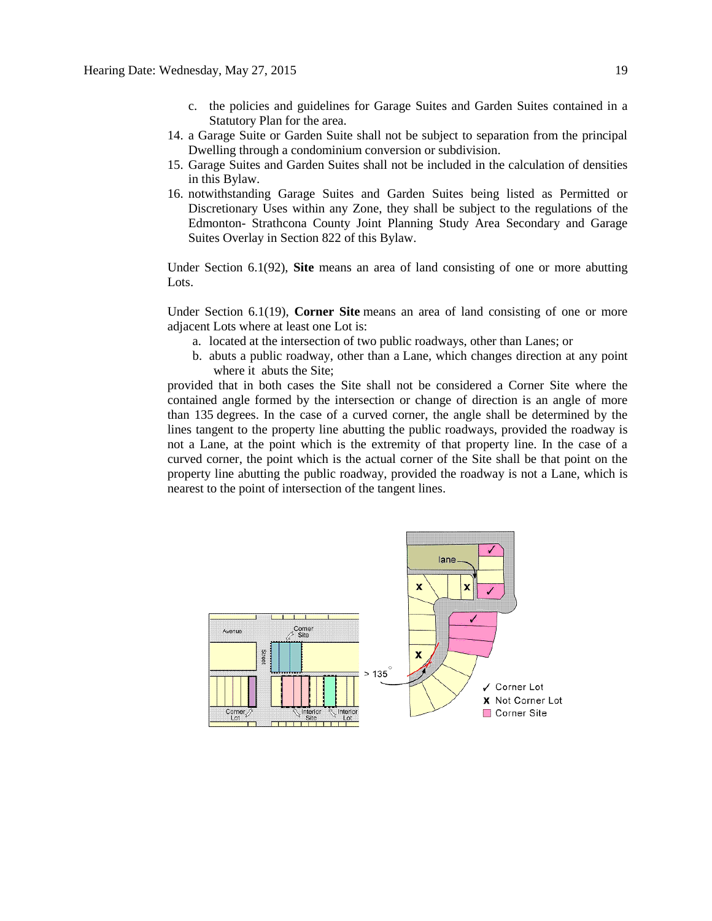c. the policies and guidelines for Garage Suites and Garden Suites contained in a Statutory Plan for the area.

14. a Garage Suite or Garden Suite shall not be subject to separation from the principal Dwelling through a condominium conversion or subdivision.
15. Garage Suites and Garden Suites shall not be included in the calculation of densities in this Bylaw.
16. notwithstanding Garage Suites and Garden Suites being listed as Permitted or Discretionary Uses within any Zone, they shall be subject to the regulations of the Edmonton- Strathcona County Joint Planning Study Area Secondary and Garage Suites Overlay in Section 822 of this Bylaw.

Under Section 6.1(92), **Site** means an area of land consisting of one or more abutting Lots.

Under Section 6.1(19), **Corner Site** means an area of land consisting of one or more adjacent Lots where at least one Lot is:

a. located at the intersection of two public roadways, other than Lanes; or
b. abuts a public roadway, other than a Lane, which changes direction at any point where it abuts the Site;

provided that in both cases the Site shall not be considered a Corner Site where the contained angle formed by the intersection or change of direction is an angle of more than 135 degrees. In the case of a curved corner, the angle shall be determined by the lines tangent to the property line abutting the public roadways, provided the roadway is not a Lane, at the point which is the extremity of that property line. In the case of a curved corner, the point which is the actual corner of the Site shall be that point on the property line abutting the public roadway, provided the roadway is not a Lane, which is nearest to the point of intersection of the tangent lines.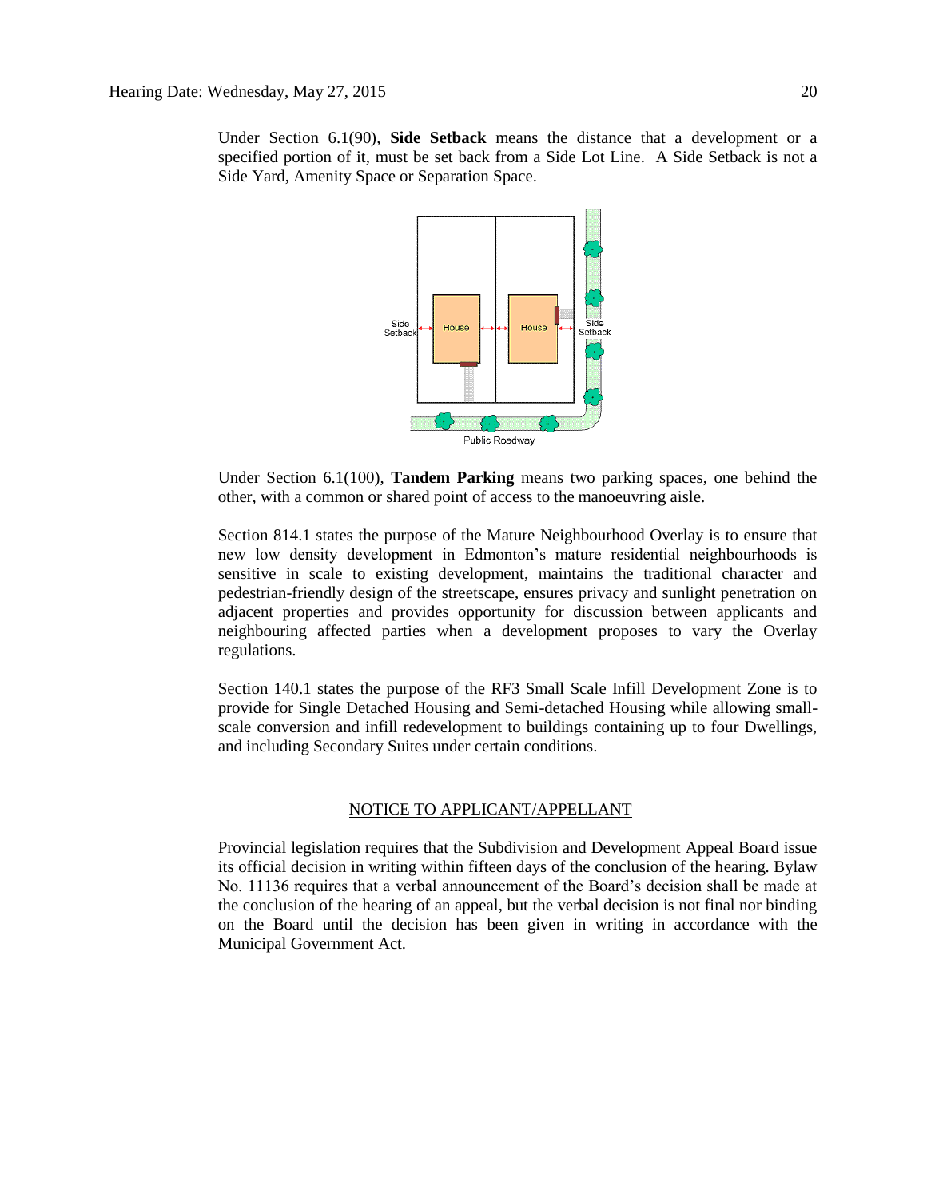Under Section 6.1(90), **Side Setback** means the distance that a development or a specified portion of it, must be set back from a Side Lot Line. A Side Setback is not a Side Yard, Amenity Space or Separation Space.

Under Section 6.1(100), **Tandem Parking** means two parking spaces, one behind the other, with a common or shared point of access to the manoeuvring aisle.

Section 814.1 states the purpose of the Mature Neighbourhood Overlay is to ensure that new low density development in Edmonton's mature residential neighbourhoods is sensitive in scale to existing development, maintains the traditional character and pedestrian-friendly design of the streetscape, ensures privacy and sunlight penetration on adjacent properties and provides opportunity for discussion between applicants and neighbouring affected parties when a development proposes to vary the Overlay regulations.

Section 140.1 states the purpose of the RF3 Small Scale Infill Development Zone is to provide for Single Detached Housing and Semi-detached Housing while allowing small-scale conversion and infill redevelopment to buildings containing up to four Dwellings, and including Secondary Suites under certain conditions.

---

NOTICE TO APPLICANT/APPELLANT

Provincial legislation requires that the Subdivision and Development Appeal Board issue its official decision in writing within fifteen days of the conclusion of the hearing. Bylaw No. 11136 requires that a verbal announcement of the Board's decision shall be made at the conclusion of the hearing of an appeal, but the verbal decision is not final nor binding on the Board until the decision has been given in writing in accordance with the Municipal Government Act.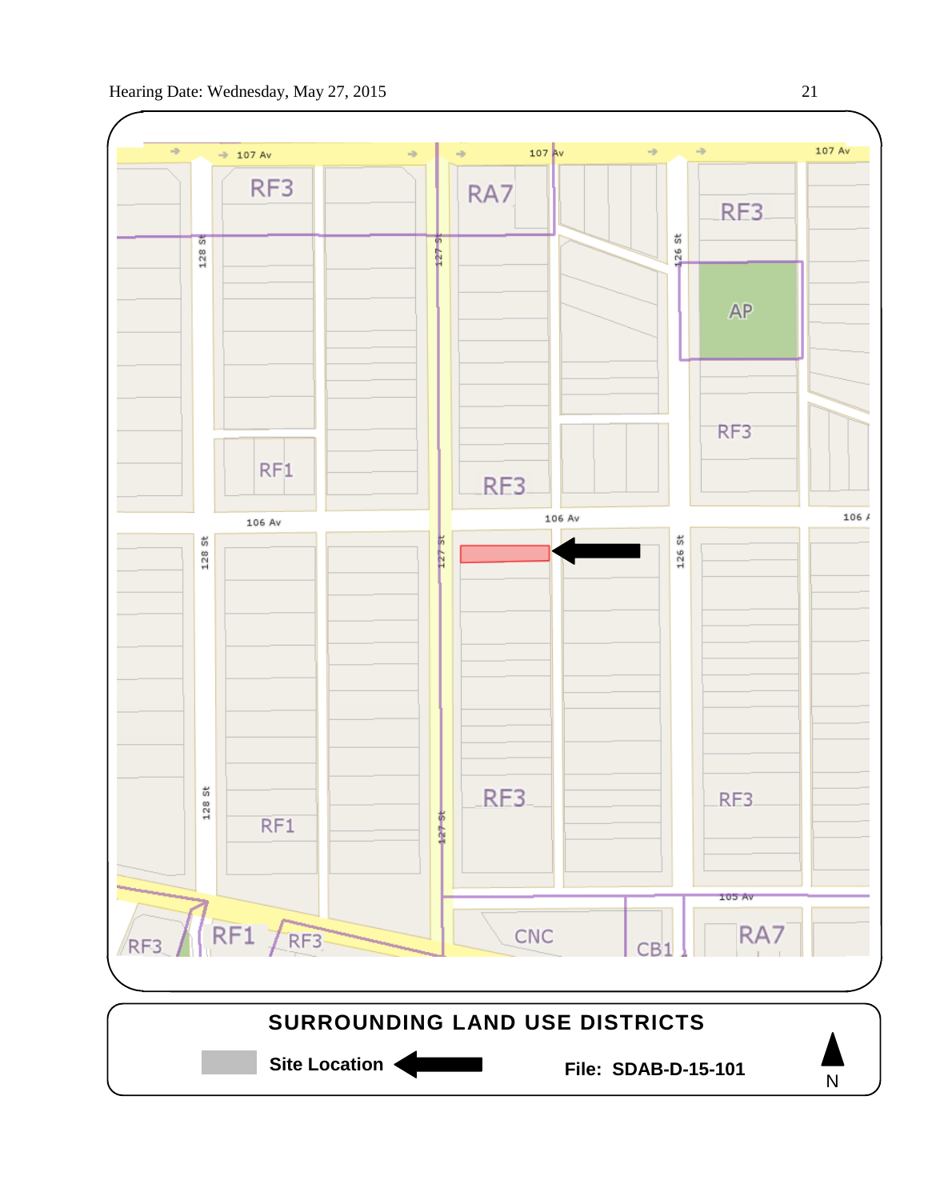RF3

RA7

RF3

AP

RF3

RF1

RF3

107 Av

107 Av

107 Av

128 St

127 St

126 St

106 Av

106 Av

106 Av

128 St

127 St

126 St

RF3

RF3

128 St

RF1

127 St

105 Av

RF3

RF1

RF3

CNC

CB1

RA7

**SURROUNDING LAND USE DISTRICTS**

**Site Location**

**File: SDAB-D-15-101**

N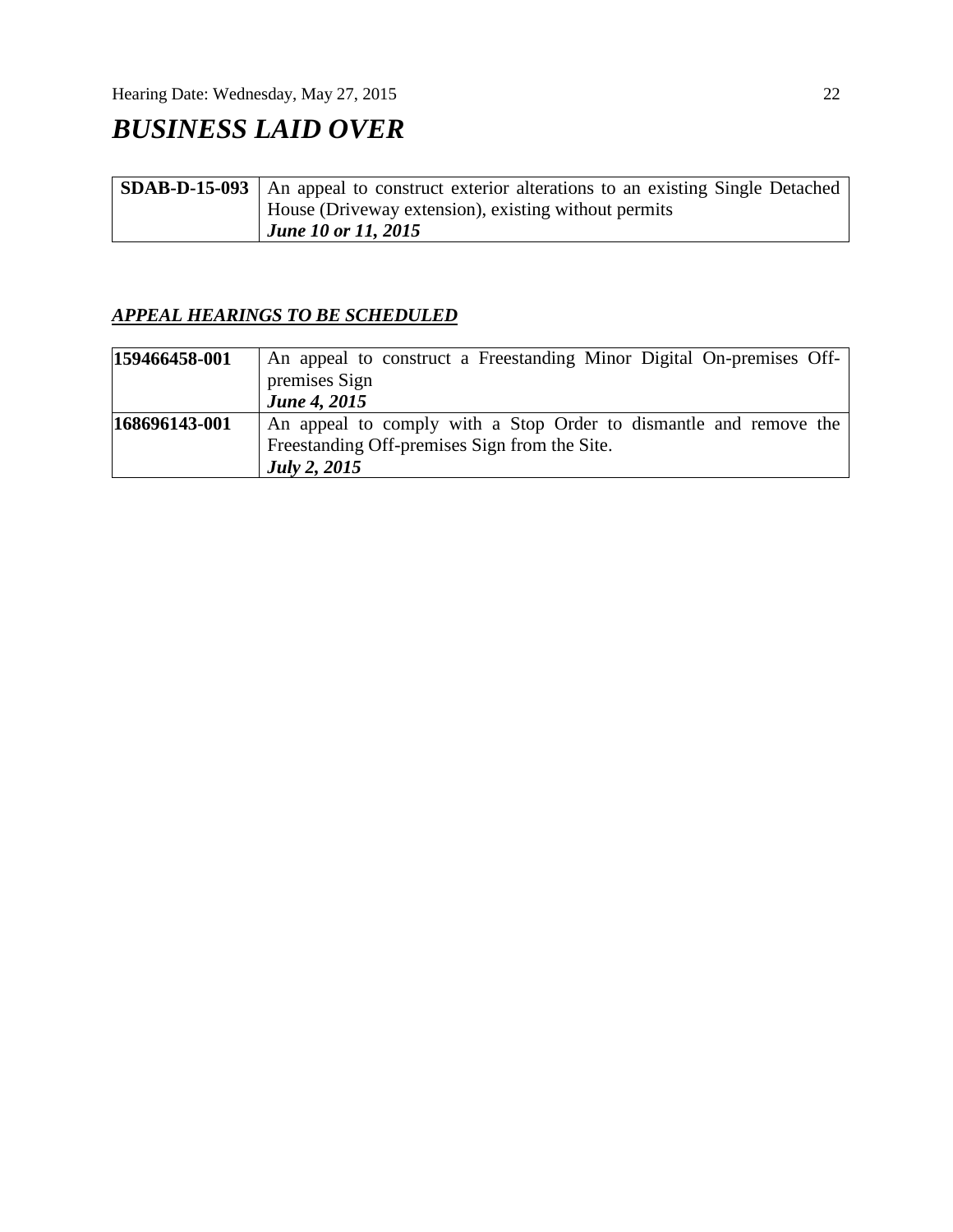# *BUSINESS LAID OVER*

| | |
|---|---|
| **SDAB-D-15-093** | An appeal to construct exterior alterations to an existing Single Detached House (Driveway extension), existing without permits<br>***June 10 or 11, 2015*** |

## ***APPEAL HEARINGS TO BE SCHEDULED***

| | |
|---|---|
| **159466458-001** | An appeal to construct a Freestanding Minor Digital On-premises Off-premises Sign<br>***June 4, 2015*** |
| **168696143-001** | An appeal to comply with a Stop Order to dismantle and remove the Freestanding Off-premises Sign from the Site.<br>***July 2, 2015*** |